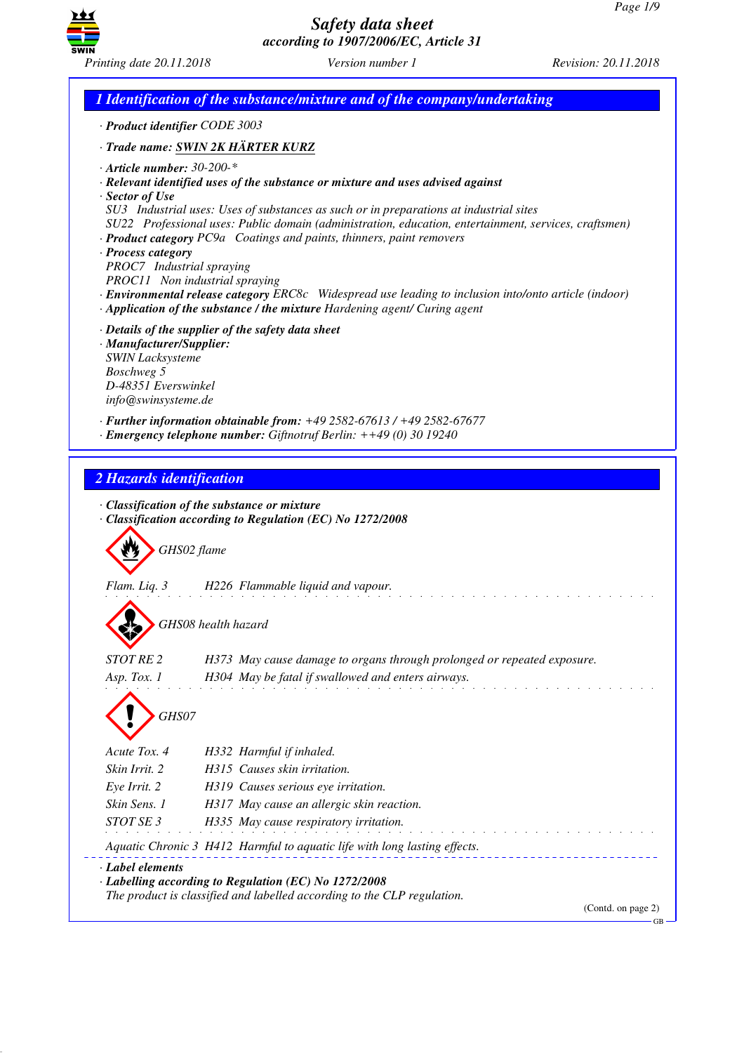# Safety data sheet
*according to 1907/2006/EC, Article 31*

Printing date 20.11.2018 | Version number 1 | Revision: 20.11.2018

## 1 Identification of the substance/mixture and of the company/undertaking

· **Product identifier** CODE 3003

· **Trade name:** SWIN 2K HÄRTER KURZ

· **Article number:** 30-200-*
· **Relevant identified uses of the substance or mixture and uses advised against**
· **Sector of Use**
SU3 Industrial uses: Uses of substances as such or in preparations at industrial sites
SU22 Professional uses: Public domain (administration, education, entertainment, services, craftsmen)
· **Product category** PC9a Coatings and paints, thinners, paint removers
· **Process category**
PROC7 Industrial spraying
PROC11 Non industrial spraying
· **Environmental release category** ERC8c Widespread use leading to inclusion into/onto article (indoor)
· **Application of the substance / the mixture** Hardening agent/ Curing agent

· **Details of the supplier of the safety data sheet**
· **Manufacturer/Supplier:**
SWIN Lacksysteme
Boschweg 5
D-48351 Everswinkel
info@swinsysteme.de

· **Further information obtainable from:** +49 2582-67613 / +49 2582-67677
· **Emergency telephone number:** Giftnotruf Berlin: ++49 (0) 30 19240

## 2 Hazards identification

· **Classification of the substance or mixture**
· **Classification according to Regulation (EC) No 1272/2008**

GHS02 flame

Flam. Liq. 3 H226 Flammable liquid and vapour.

GHS08 health hazard

STOT RE 2 H373 May cause damage to organs through prolonged or repeated exposure.
Asp. Tox. 1 H304 May be fatal if swallowed and enters airways.

GHS07

Acute Tox. 4 H332 Harmful if inhaled.
Skin Irrit. 2 H315 Causes skin irritation.
Eye Irrit. 2 H319 Causes serious eye irritation.
Skin Sens. 1 H317 May cause an allergic skin reaction.
STOT SE 3 H335 May cause respiratory irritation.

Aquatic Chronic 3 H412 Harmful to aquatic life with long lasting effects.

· **Label elements**
· **Labelling according to Regulation (EC) No 1272/2008**
The product is classified and labelled according to the CLP regulation.

(Contd. on page 2)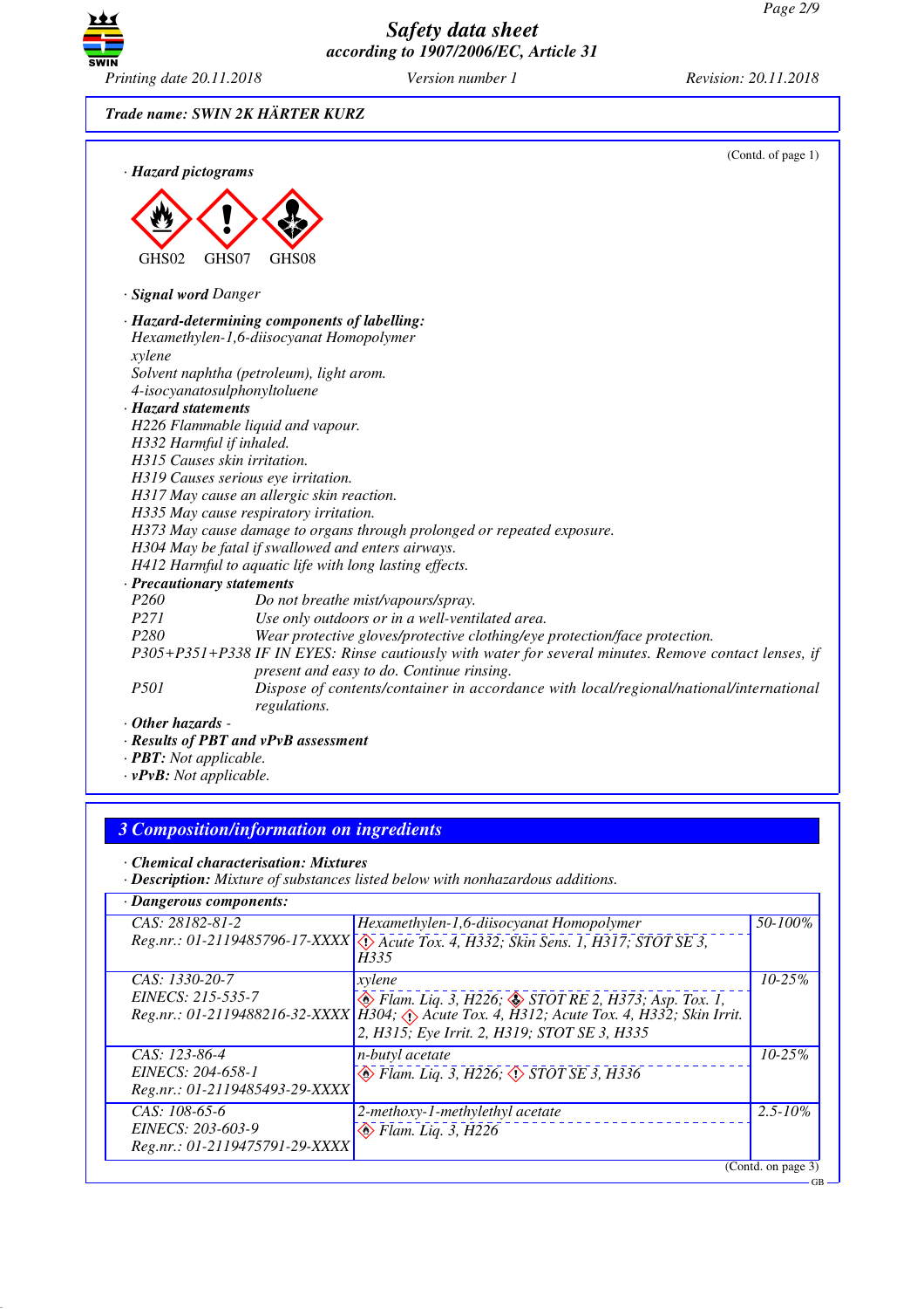**Trade name: SWIN 2K HÄRTER KURZ**

(Contd. of page 1)

· **Hazard pictograms**

GHS02 GHS07 GHS08

· **Signal word** Danger

· **Hazard-determining components of labelling:**
Hexamethylen-1,6-diisocyanat Homopolymer
xylene
Solvent naphtha (petroleum), light arom.
4-isocyanatosulphonyltoluene

· **Hazard statements**
H226 Flammable liquid and vapour.
H332 Harmful if inhaled.
H315 Causes skin irritation.
H319 Causes serious eye irritation.
H317 May cause an allergic skin reaction.
H335 May cause respiratory irritation.
H373 May cause damage to organs through prolonged or repeated exposure.
H304 May be fatal if swallowed and enters airways.
H412 Harmful to aquatic life with long lasting effects.

· **Precautionary statements**
P260 Do not breathe mist/vapours/spray.
P271 Use only outdoors or in a well-ventilated area.
P280 Wear protective gloves/protective clothing/eye protection/face protection.
P305+P351+P338 IF IN EYES: Rinse cautiously with water for several minutes. Remove contact lenses, if present and easy to do. Continue rinsing.
P501 Dispose of contents/container in accordance with local/regional/national/international regulations.

· **Other hazards** -
· **Results of PBT and vPvB assessment**
· **PBT:** Not applicable.
· **vPvB:** Not applicable.

## 3 Composition/information on ingredients

· **Chemical characterisation: Mixtures**
· **Description:** Mixture of substances listed below with nonhazardous additions.

· **Dangerous components:**

| | | |
|---|---|---|
| CAS: 28182-81-2<br>Reg.nr.: 01-2119485796-17-XXXX | Hexamethylen-1,6-diisocyanat Homopolymer<br>Acute Tox. 4, H332; Skin Sens. 1, H317; STOT SE 3, H335 | 50-100% |
| CAS: 1330-20-7<br>EINECS: 215-535-7<br>Reg.nr.: 01-2119488216-32-XXXX | xylene<br>Flam. Liq. 3, H226; STOT RE 2, H373; Asp. Tox. 1, H304; Acute Tox. 4, H312; Acute Tox. 4, H332; Skin Irrit. 2, H315; Eye Irrit. 2, H319; STOT SE 3, H335 | 10-25% |
| CAS: 123-86-4<br>EINECS: 204-658-1<br>Reg.nr.: 01-2119485493-29-XXXX | n-butyl acetate<br>Flam. Liq. 3, H226; STOT SE 3, H336 | 10-25% |
| CAS: 108-65-6<br>EINECS: 203-603-9<br>Reg.nr.: 01-2119475791-29-XXXX | 2-methoxy-1-methylethyl acetate<br>Flam. Liq. 3, H226 | 2.5-10% |

(Contd. on page 3)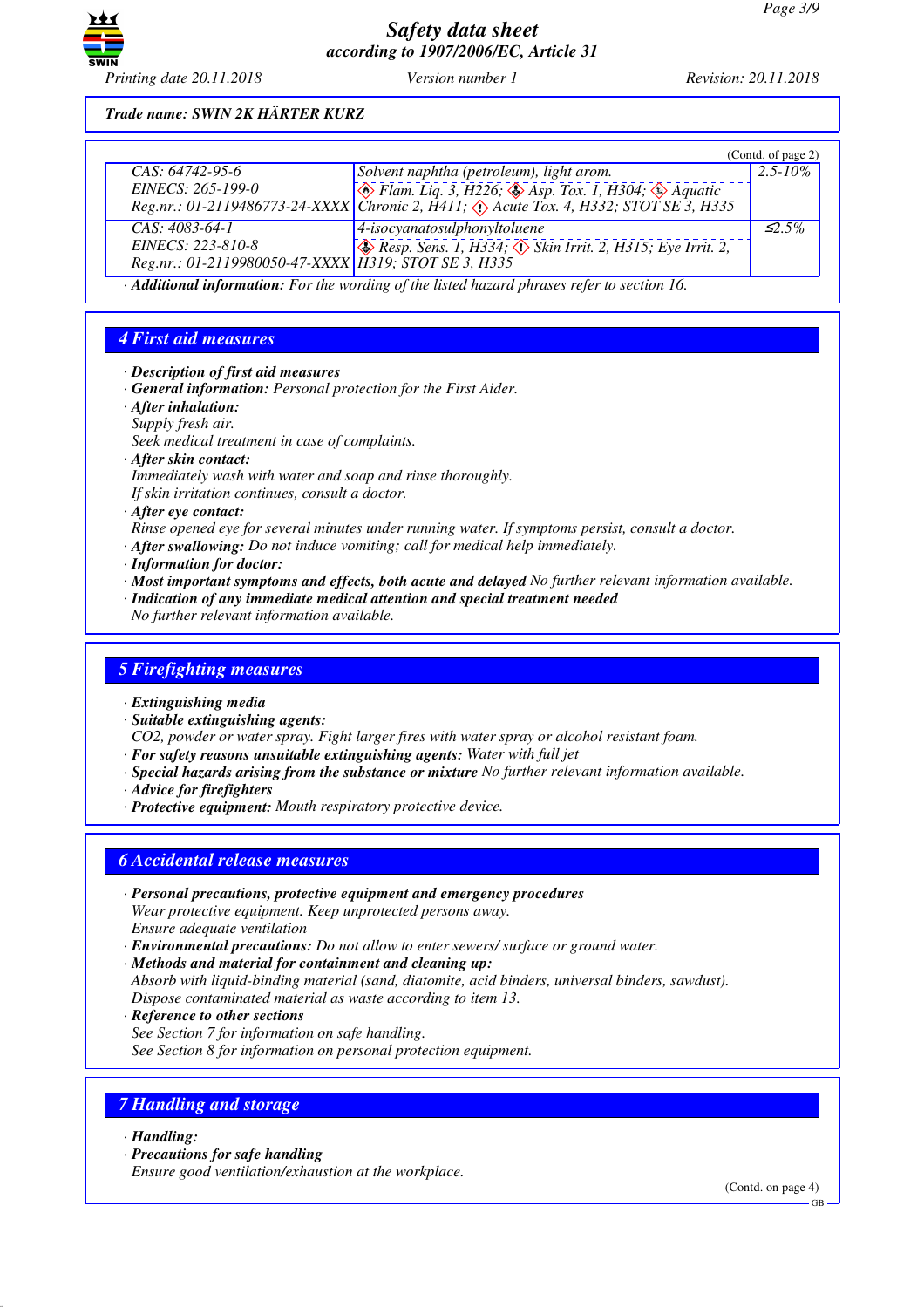Trade name: SWIN 2K HÄRTER KURZ

(Contd. of page 2)

| | | |
|---|---|---|
| CAS: 64742-95-6<br>EINECS: 265-199-0<br>Reg.nr.: 01-2119486773-24-XXXX | Solvent naphtha (petroleum), light arom.<br>Flam. Liq. 3, H226; Asp. Tox. 1, H304; Aquatic Chronic 2, H411; Acute Tox. 4, H332; STOT SE 3, H335 | 2.5-10% |
| CAS: 4083-64-1<br>EINECS: 223-810-8<br>Reg.nr.: 01-2119980050-47-XXXX | 4-isocyanatosulphonyltoluene<br>Resp. Sens. 1, H334; Skin Irrit. 2, H315; Eye Irrit. 2, H319; STOT SE 3, H335 | ≤2.5% |

· **Additional information:** For the wording of the listed hazard phrases refer to section 16.

## 4 First aid measures

· **Description of first aid measures**
· **General information:** Personal protection for the First Aider.
· **After inhalation:**
Supply fresh air.
Seek medical treatment in case of complaints.
· **After skin contact:**
Immediately wash with water and soap and rinse thoroughly.
If skin irritation continues, consult a doctor.
· **After eye contact:**
Rinse opened eye for several minutes under running water. If symptoms persist, consult a doctor.
· **After swallowing:** Do not induce vomiting; call for medical help immediately.
· **Information for doctor:**
· **Most important symptoms and effects, both acute and delayed** No further relevant information available.
· **Indication of any immediate medical attention and special treatment needed**
No further relevant information available.

## 5 Firefighting measures

· **Extinguishing media**
· **Suitable extinguishing agents:**
$CO_2$, powder or water spray. Fight larger fires with water spray or alcohol resistant foam.
· **For safety reasons unsuitable extinguishing agents:** Water with full jet
· **Special hazards arising from the substance or mixture** No further relevant information available.
· **Advice for firefighters**
· **Protective equipment:** Mouth respiratory protective device.

## 6 Accidental release measures

· **Personal precautions, protective equipment and emergency procedures**
Wear protective equipment. Keep unprotected persons away.
Ensure adequate ventilation
· **Environmental precautions:** Do not allow to enter sewers/ surface or ground water.
· **Methods and material for containment and cleaning up:**
Absorb with liquid-binding material (sand, diatomite, acid binders, universal binders, sawdust).
Dispose contaminated material as waste according to item 13.
· **Reference to other sections**
See Section 7 for information on safe handling.
See Section 8 for information on personal protection equipment.

## 7 Handling and storage

· **Handling:**
· **Precautions for safe handling**
Ensure good ventilation/exhaustion at the workplace.

(Contd. on page 4)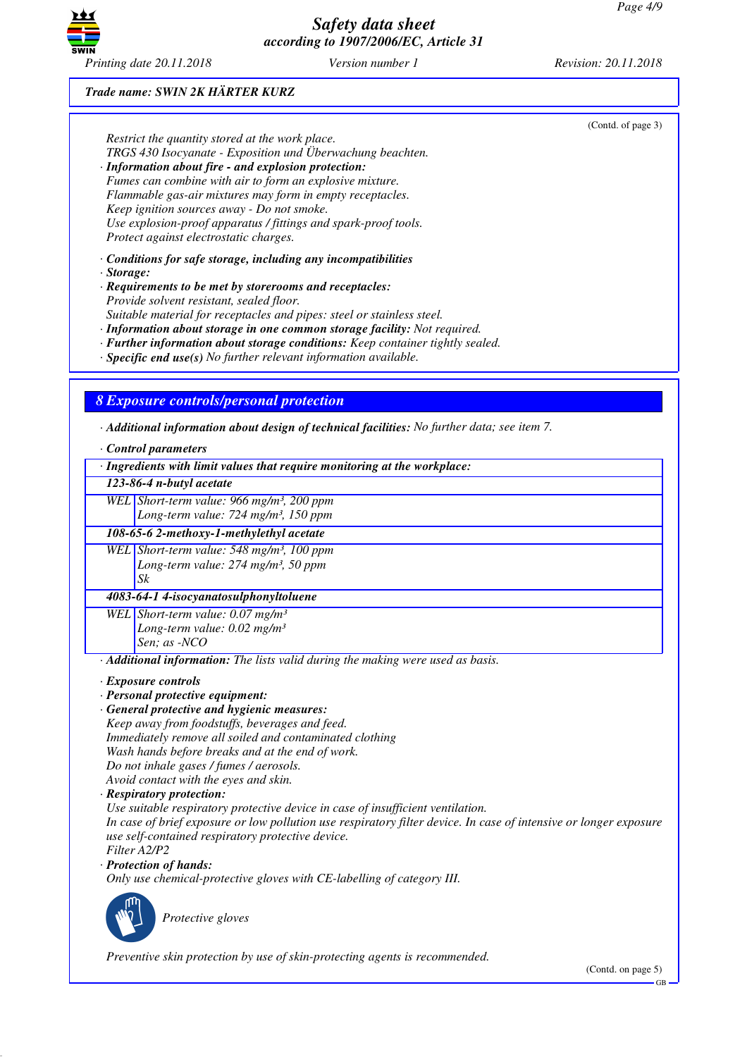Trade name: SWIN 2K HÄRTER KURZ

(Contd. of page 3)

Restrict the quantity stored at the work place.
TRGS 430 Isocyanate - Exposition und Überwachung beachten.

· **Information about fire - and explosion protection:**
Fumes can combine with air to form an explosive mixture.
Flammable gas-air mixtures may form in empty receptacles.
Keep ignition sources away - Do not smoke.
Use explosion-proof apparatus / fittings and spark-proof tools.
Protect against electrostatic charges.

· **Conditions for safe storage, including any incompatibilities**
· **Storage:**
· **Requirements to be met by storerooms and receptacles:**
Provide solvent resistant, sealed floor.
Suitable material for receptacles and pipes: steel or stainless steel.
· **Information about storage in one common storage facility:** Not required.
· **Further information about storage conditions:** Keep container tightly sealed.
· **Specific end use(s)** No further relevant information available.

## 8 Exposure controls/personal protection

· **Additional information about design of technical facilities:** No further data; see item 7.

· **Control parameters**

| · Ingredients with limit values that require monitoring at the workplace: | |
|---|---|
| **123-86-4 n-butyl acetate** | |
| WEL | Short-term value: 966 mg/m³, 200 ppm<br>Long-term value: 724 mg/m³, 150 ppm |
| **108-65-6 2-methoxy-1-methylethyl acetate** | |
| WEL | Short-term value: 548 mg/m³, 100 ppm<br>Long-term value: 274 mg/m³, 50 ppm<br>Sk |
| **4083-64-1 4-isocyanatosulphonyltoluene** | |
| WEL | Short-term value: 0.07 mg/m³<br>Long-term value: 0.02 mg/m³<br>Sen; as -NCO |

· **Additional information:** The lists valid during the making were used as basis.

· **Exposure controls**
· **Personal protective equipment:**
· **General protective and hygienic measures:**
Keep away from foodstuffs, beverages and feed.
Immediately remove all soiled and contaminated clothing
Wash hands before breaks and at the end of work.
Do not inhale gases / fumes / aerosols.
Avoid contact with the eyes and skin.
· **Respiratory protection:**
Use suitable respiratory protective device in case of insufficient ventilation.
In case of brief exposure or low pollution use respiratory filter device. In case of intensive or longer exposure use self-contained respiratory protective device.
Filter A2/P2
· **Protection of hands:**
Only use chemical-protective gloves with CE-labelling of category III.

Protective gloves

Preventive skin protection by use of skin-protecting agents is recommended.

(Contd. on page 5)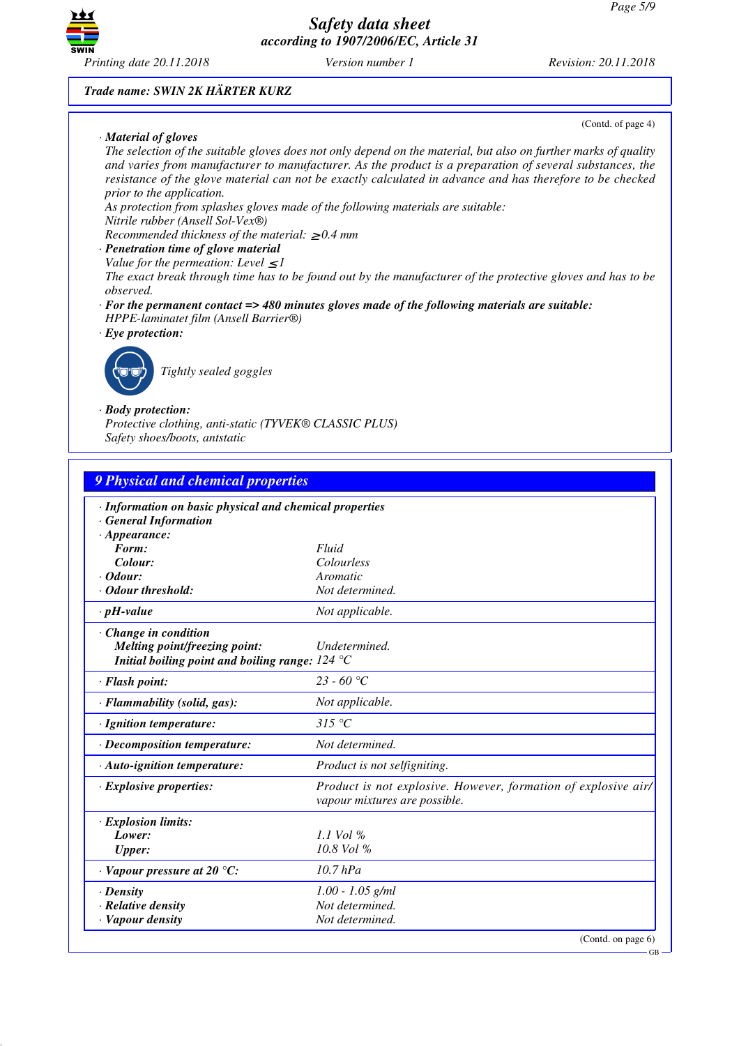Trade name: SWIN 2K HÄRTER KURZ

(Contd. of page 4)

· **Material of gloves**
The selection of the suitable gloves does not only depend on the material, but also on further marks of quality and varies from manufacturer to manufacturer. As the product is a preparation of several substances, the resistance of the glove material can not be exactly calculated in advance and has therefore to be checked prior to the application.
As protection from splashes gloves made of the following materials are suitable:
Nitrile rubber (Ansell Sol-Vex®)
Recommended thickness of the material: ≥0.4 mm

· **Penetration time of glove material**
Value for the permeation: Level ≤1
The exact break through time has to be found out by the manufacturer of the protective gloves and has to be observed.

· **For the permanent contact => 480 minutes gloves made of the following materials are suitable:**
HPPE-laminatet film (Ansell Barrier®)

· **Eye protection:**
Tightly sealed goggles

· **Body protection:**
Protective clothing, anti-static (TYVEK® CLASSIC PLUS)
Safety shoes/boots, antstatic

## 9 Physical and chemical properties

· **Information on basic physical and chemical properties**
· **General Information**

| Property | Value |
|---|---|
| · **Appearance:** | |
| **Form:** | Fluid |
| **Colour:** | Colourless |
| · **Odour:** | Aromatic |
| · **Odour threshold:** | Not determined. |
| · **pH-value** | Not applicable. |
| · **Change in condition** | |
| **Melting point/freezing point:** | Undetermined. |
| **Initial boiling point and boiling range:** | 124 °C |
| · **Flash point:** | 23 - 60 °C |
| · **Flammability (solid, gas):** | Not applicable. |
| · **Ignition temperature:** | 315 °C |
| · **Decomposition temperature:** | Not determined. |
| · **Auto-ignition temperature:** | Product is not selfigniting. |
| · **Explosive properties:** | Product is not explosive. However, formation of explosive air/vapour mixtures are possible. |
| · **Explosion limits:** | |
| **Lower:** | 1.1 Vol % |
| **Upper:** | 10.8 Vol % |
| · **Vapour pressure at 20 °C:** | 10.7 hPa |
| · **Density** | 1.00 - 1.05 g/ml |
| · **Relative density** | Not determined. |
| · **Vapour density** | Not determined. |

(Contd. on page 6)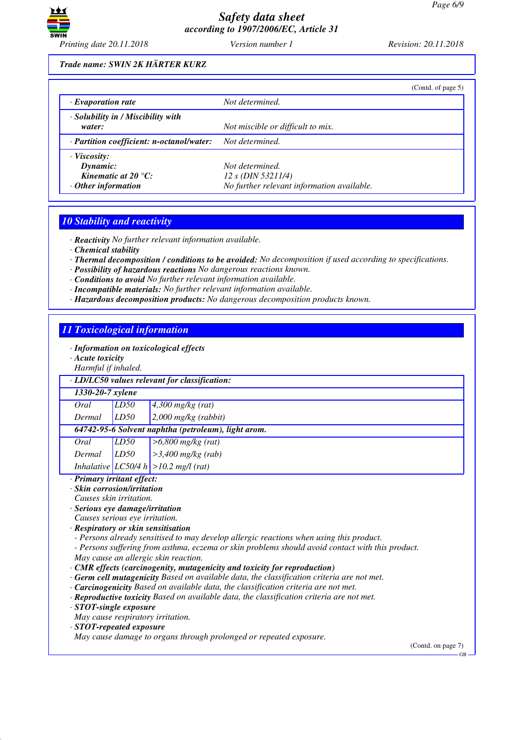**Trade name: SWIN 2K HÄRTER KURZ**

(Contd. of page 5)

| | |
|---|---|
| · **Evaporation rate** | Not determined. |
| · **Solubility in / Miscibility with water:** | Not miscible or difficult to mix. |
| · **Partition coefficient: n-octanol/water:** | Not determined. |
| · **Viscosity:** | |
| **Dynamic:** | Not determined. |
| **Kinematic at 20 °C:** | 12 s (DIN 53211/4) |
| · **Other information** | No further relevant information available. |

## 10 Stability and reactivity

· **Reactivity** No further relevant information available.
· **Chemical stability**
· **Thermal decomposition / conditions to be avoided:** No decomposition if used according to specifications.
· **Possibility of hazardous reactions** No dangerous reactions known.
· **Conditions to avoid** No further relevant information available.
· **Incompatible materials:** No further relevant information available.
· **Hazardous decomposition products:** No dangerous decomposition products known.

## 11 Toxicological information

· **Information on toxicological effects**
· **Acute toxicity**
Harmful if inhaled.

| · **LD/LC50 values relevant for classification:** | | |
|---|---|---|
| **1330-20-7 xylene** | | |
| Oral | LD50 | 4,300 mg/kg (rat) |
| Dermal | LD50 | 2,000 mg/kg (rabbit) |
| **64742-95-6 Solvent naphtha (petroleum), light arom.** | | |
| Oral | LD50 | >6,800 mg/kg (rat) |
| Dermal | LD50 | >3,400 mg/kg (rab) |
| Inhalative | LC50/4 h | >10.2 mg/l (rat) |

· **Primary irritant effect:**
· **Skin corrosion/irritation**
Causes skin irritation.
· **Serious eye damage/irritation**
Causes serious eye irritation.
· **Respiratory or skin sensitisation**
- Persons already sensitised to may develop allergic reactions when using this product.
- Persons suffering from asthma, eczema or skin problems should avoid contact with this product.
May cause an allergic skin reaction.
· **CMR effects (carcinogenity, mutagenicity and toxicity for reproduction)**
· **Germ cell mutagenicity** Based on available data, the classification criteria are not met.
· **Carcinogenicity** Based on available data, the classification criteria are not met.
· **Reproductive toxicity** Based on available data, the classification criteria are not met.
· **STOT-single exposure**
May cause respiratory irritation.
· **STOT-repeated exposure**
May cause damage to organs through prolonged or repeated exposure.

(Contd. on page 7)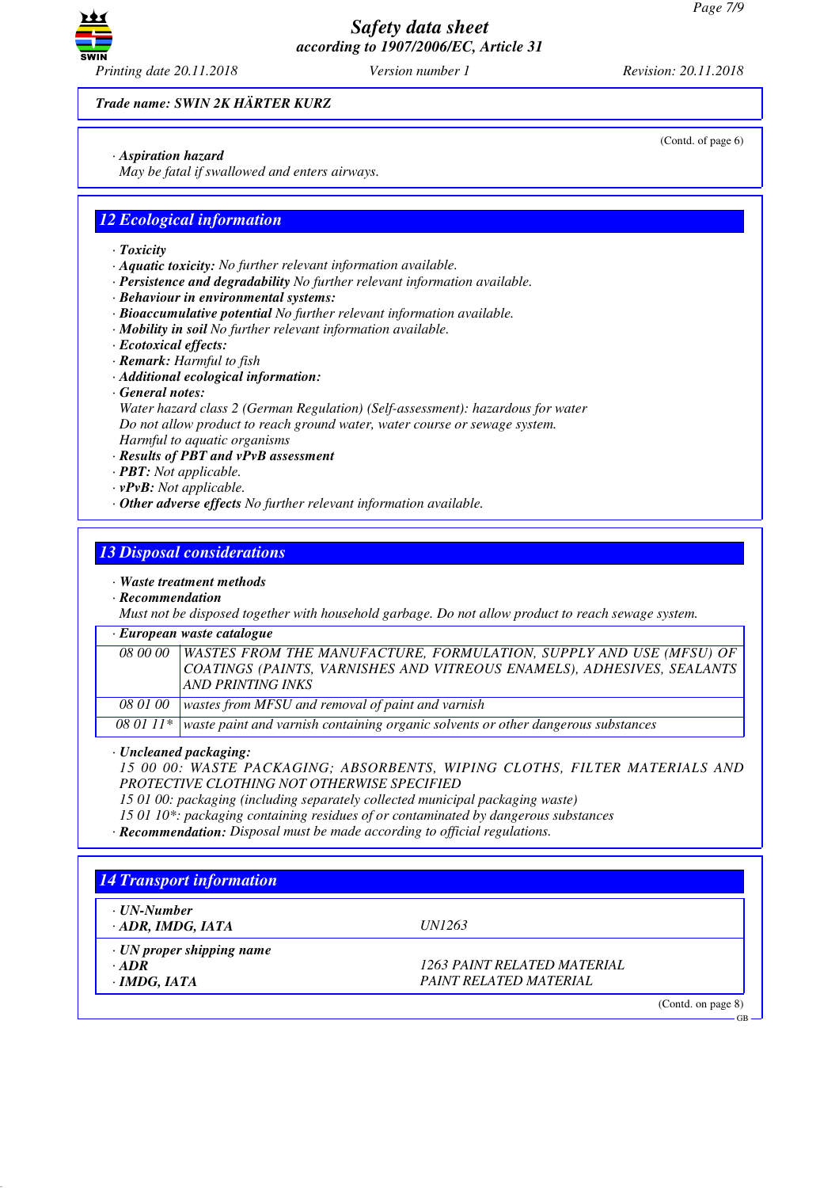*Trade name:* ***SWIN 2K HÄRTER KURZ***

(Contd. of page 6)

· ***Aspiration hazard***
*May be fatal if swallowed and enters airways.*

## *12 Ecological information*

· ***Toxicity***
· ***Aquatic toxicity:*** *No further relevant information available.*
· ***Persistence and degradability*** *No further relevant information available.*
· ***Behaviour in environmental systems:***
· ***Bioaccumulative potential*** *No further relevant information available.*
· ***Mobility in soil*** *No further relevant information available.*
· ***Ecotoxical effects:***
· ***Remark:*** *Harmful to fish*
· ***Additional ecological information:***
· ***General notes:***
*Water hazard class 2 (German Regulation) (Self-assessment): hazardous for water*
*Do not allow product to reach ground water, water course or sewage system.*
*Harmful to aquatic organisms*
· ***Results of PBT and vPvB assessment***
· ***PBT:*** *Not applicable.*
· ***vPvB:*** *Not applicable.*
· ***Other adverse effects*** *No further relevant information available.*

## *13 Disposal considerations*

· ***Waste treatment methods***
· ***Recommendation***
*Must not be disposed together with household garbage. Do not allow product to reach sewage system.*

| · ***European waste catalogue*** | |
|---|---|
| *08 00 00* | *WASTES FROM THE MANUFACTURE, FORMULATION, SUPPLY AND USE (MFSU) OF COATINGS (PAINTS, VARNISHES AND VITREOUS ENAMELS), ADHESIVES, SEALANTS AND PRINTING INKS* |
| *08 01 00* | *wastes from MFSU and removal of paint and varnish* |
| *08 01 11\** | *waste paint and varnish containing organic solvents or other dangerous substances* |

· ***Uncleaned packaging:***
*15 00 00: WASTE PACKAGING; ABSORBENTS, WIPING CLOTHS, FILTER MATERIALS AND PROTECTIVE CLOTHING NOT OTHERWISE SPECIFIED*
*15 01 00: packaging (including separately collected municipal packaging waste)*
*15 01 10\*: packaging containing residues of or contaminated by dangerous substances*
· ***Recommendation:*** *Disposal must be made according to official regulations.*

## *14 Transport information*

| | |
|---|---|
| · ***UN-Number*** | |
| · ***ADR, IMDG, IATA*** | *UN1263* |
| · ***UN proper shipping name*** | |
| · ***ADR*** | *1263 PAINT RELATED MATERIAL* |
| · ***IMDG, IATA*** | *PAINT RELATED MATERIAL* |

(Contd. on page 8)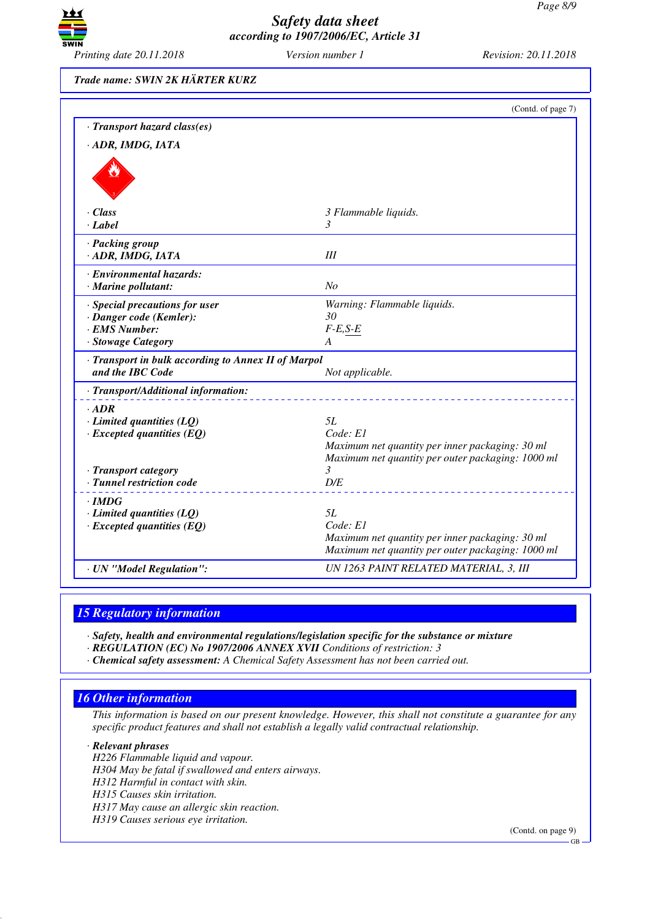**Trade name: SWIN 2K HÄRTER KURZ**

(Contd. of page 7)

| | |
|---|---|
| · **Transport hazard class(es)** | |
| · **ADR, IMDG, IATA** | |
| · **Class** | 3 Flammable liquids. |
| · **Label** | 3 |
| · **Packing group** | |
| · **ADR, IMDG, IATA** | III |
| · **Environmental hazards:** | |
| · **Marine pollutant:** | No |
| · **Special precautions for user** | Warning: Flammable liquids. |
| · **Danger code (Kemler):** | 30 |
| · **EMS Number:** | F-E,S-E |
| · **Stowage Category** | A |
| · **Transport in bulk according to Annex II of Marpol and the IBC Code** | Not applicable. |
| · **Transport/Additional information:** | |
| · **ADR** | |
| · **Limited quantities (LQ)** | 5L |
| · **Excepted quantities (EQ)** | Code: E1<br>Maximum net quantity per inner packaging: 30 ml<br>Maximum net quantity per outer packaging: 1000 ml |
| · **Transport category** | 3 |
| · **Tunnel restriction code** | D/E |
| · **IMDG** | |
| · **Limited quantities (LQ)** | 5L |
| · **Excepted quantities (EQ)** | Code: E1<br>Maximum net quantity per inner packaging: 30 ml<br>Maximum net quantity per outer packaging: 1000 ml |
| · **UN "Model Regulation":** | UN 1263 PAINT RELATED MATERIAL, 3, III |

## 15 Regulatory information

· **Safety, health and environmental regulations/legislation specific for the substance or mixture**
· **REGULATION (EC) No 1907/2006 ANNEX XVII** Conditions of restriction: 3
· **Chemical safety assessment:** A Chemical Safety Assessment has not been carried out.

## 16 Other information

This information is based on our present knowledge. However, this shall not constitute a guarantee for any specific product features and shall not establish a legally valid contractual relationship.

· **Relevant phrases**
H226 Flammable liquid and vapour.
H304 May be fatal if swallowed and enters airways.
H312 Harmful in contact with skin.
H315 Causes skin irritation.
H317 May cause an allergic skin reaction.
H319 Causes serious eye irritation.

(Contd. on page 9)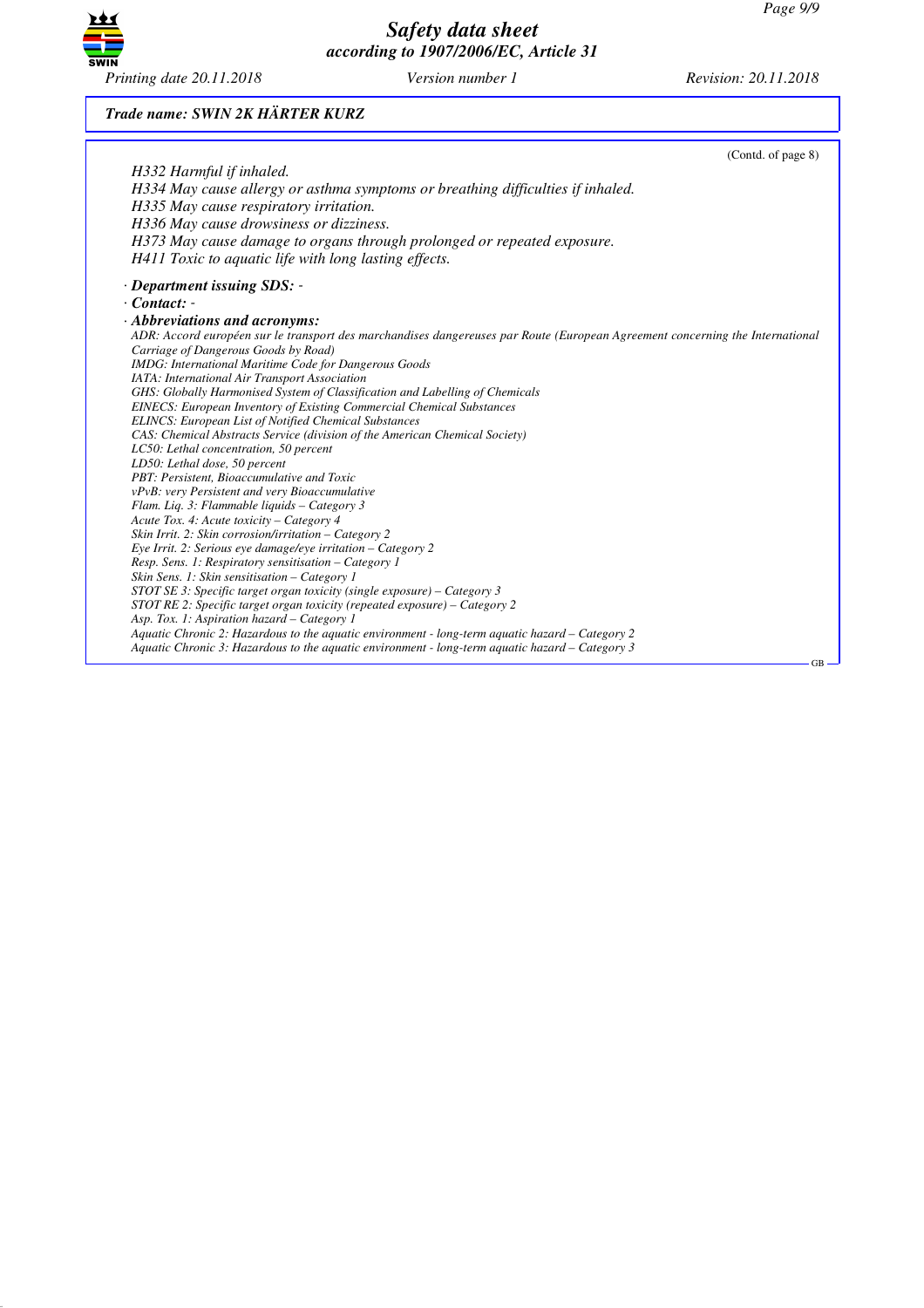*Trade name: SWIN 2K HÄRTER KURZ*

(Contd. of page 8)

*H332 Harmful if inhaled.*
*H334 May cause allergy or asthma symptoms or breathing difficulties if inhaled.*
*H335 May cause respiratory irritation.*
*H336 May cause drowsiness or dizziness.*
*H373 May cause damage to organs through prolonged or repeated exposure.*
*H411 Toxic to aquatic life with long lasting effects.*

· ***Department issuing SDS:*** -

· ***Contact:*** -

· ***Abbreviations and acronyms:***

*ADR: Accord européen sur le transport des marchandises dangereuses par Route (European Agreement concerning the International Carriage of Dangerous Goods by Road)*
*IMDG: International Maritime Code for Dangerous Goods*
*IATA: International Air Transport Association*
*GHS: Globally Harmonised System of Classification and Labelling of Chemicals*
*EINECS: European Inventory of Existing Commercial Chemical Substances*
*ELINCS: European List of Notified Chemical Substances*
*CAS: Chemical Abstracts Service (division of the American Chemical Society)*
*LC50: Lethal concentration, 50 percent*
*LD50: Lethal dose, 50 percent*
*PBT: Persistent, Bioaccumulative and Toxic*
*vPvB: very Persistent and very Bioaccumulative*
*Flam. Liq. 3: Flammable liquids – Category 3*
*Acute Tox. 4: Acute toxicity – Category 4*
*Skin Irrit. 2: Skin corrosion/irritation – Category 2*
*Eye Irrit. 2: Serious eye damage/eye irritation – Category 2*
*Resp. Sens. 1: Respiratory sensitisation – Category 1*
*Skin Sens. 1: Skin sensitisation – Category 1*
*STOT SE 3: Specific target organ toxicity (single exposure) – Category 3*
*STOT RE 2: Specific target organ toxicity (repeated exposure) – Category 2*
*Asp. Tox. 1: Aspiration hazard – Category 1*
*Aquatic Chronic 2: Hazardous to the aquatic environment - long-term aquatic hazard – Category 2*
*Aquatic Chronic 3: Hazardous to the aquatic environment - long-term aquatic hazard – Category 3*